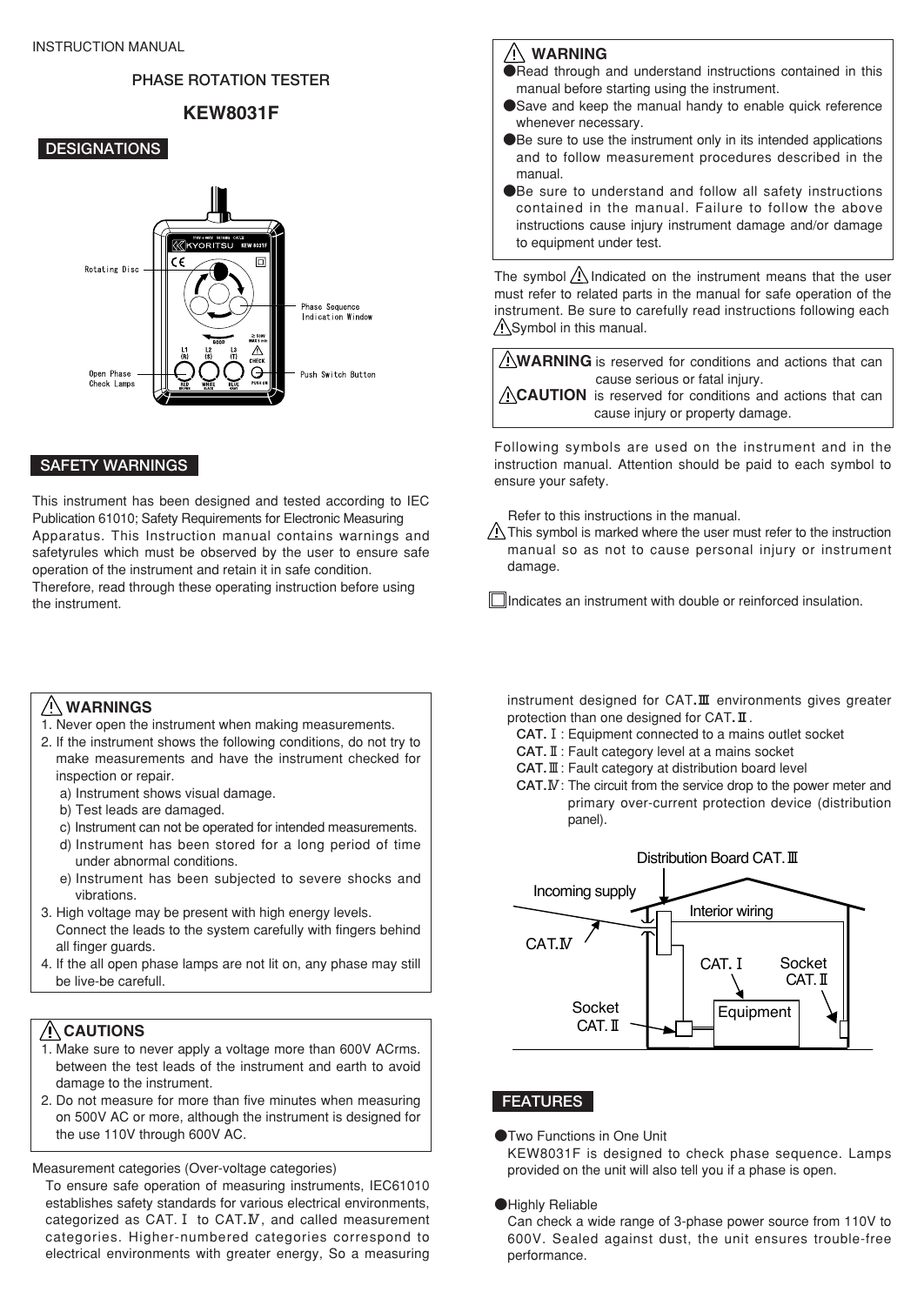INSTRUCTION MANUAL

# PHASE ROTATION TESTER

# KEW8031F

## DESIGNATIONS

Rotating Disc

Phase Sequence Indication Window

Open Phase Check Lamps

Push Switch Button

## SAFETY WARNINGS

This instrument has been designed and tested according to IEC Publication 61010; Safety Requirements for Electronic Measuring Apparatus. This Instruction manual contains warnings and safetyrules which must be observed by the user to ensure safe operation of the instrument and retain it in safe condition. Therefore, read through these operating instruction before using the instrument.

### ⚠ WARNING

- Read through and understand instructions contained in this manual before starting using the instrument.
- Save and keep the manual handy to enable quick reference whenever necessary.
- Be sure to use the instrument only in its intended applications and to follow measurement procedures described in the manual.
- Be sure to understand and follow all safety instructions contained in the manual. Failure to follow the above instructions cause injury instrument damage and/or damage to equipment under test.

The symbol ⚠ Indicated on the instrument means that the user must refer to related parts in the manual for safe operation of the instrument. Be sure to carefully read instructions following each ⚠ Symbol in this manual.

**⚠WARNING** is reserved for conditions and actions that can cause serious or fatal injury.
**⚠CAUTION** is reserved for conditions and actions that can cause injury or property damage.

Following symbols are used on the instrument and in the instruction manual. Attention should be paid to each symbol to ensure your safety.

⚠ Refer to this instructions in the manual. This symbol is marked where the user must refer to the instruction manual so as not to cause personal injury or instrument damage.

□ Indicates an instrument with double or reinforced insulation.

### ⚠ WARNINGS

1. Never open the instrument when making measurements.
2. If the instrument shows the following conditions, do not try to make measurements and have the instrument checked for inspection or repair.
   a) Instrument shows visual damage.
   b) Test leads are damaged.
   c) Instrument can not be operated for intended measurements.
   d) Instrument has been stored for a long period of time under abnormal conditions.
   e) Instrument has been subjected to severe shocks and vibrations.
3. High voltage may be present with high energy levels. Connect the leads to the system carefully with fingers behind all finger guards.
4. If the all open phase lamps are not lit on, any phase may still be live-be carefull.

### ⚠ CAUTIONS

1. Make sure to never apply a voltage more than 600V ACrms. between the test leads of the instrument and earth to avoid damage to the instrument.
2. Do not measure for more than five minutes when measuring on 500V AC or more, although the instrument is designed for the use 110V through 600V AC.

Measurement categories (Over-voltage categories)

To ensure safe operation of measuring instruments, IEC61010 establishes safety standards for various electrical environments, categorized as CAT.Ⅰ to CAT.Ⅳ, and called measurement categories. Higher-numbered categories correspond to electrical environments with greater energy, So a measuring instrument designed for CAT.Ⅲ environments gives greater protection than one designed for CAT.Ⅱ.

**CAT.Ⅰ**: Equipment connected to a mains outlet socket
**CAT.Ⅱ**: Fault category level at a mains socket
**CAT.Ⅲ**: Fault category at distribution board level
**CAT.Ⅳ**: The circuit from the service drop to the power meter and primary over-current protection device (distribution panel).

Distribution Board CAT.Ⅲ — Incoming supply — Interior wiring — CAT.Ⅳ — CAT.Ⅰ — Socket CAT.Ⅱ — Equipment — Socket CAT.Ⅱ

## FEATURES

- Two Functions in One Unit
  KEW8031F is designed to check phase sequence. Lamps provided on the unit will also tell you if a phase is open.

- Highly Reliable
  Can check a wide range of 3-phase power source from 110V to 600V. Sealed against dust, the unit ensures trouble-free performance.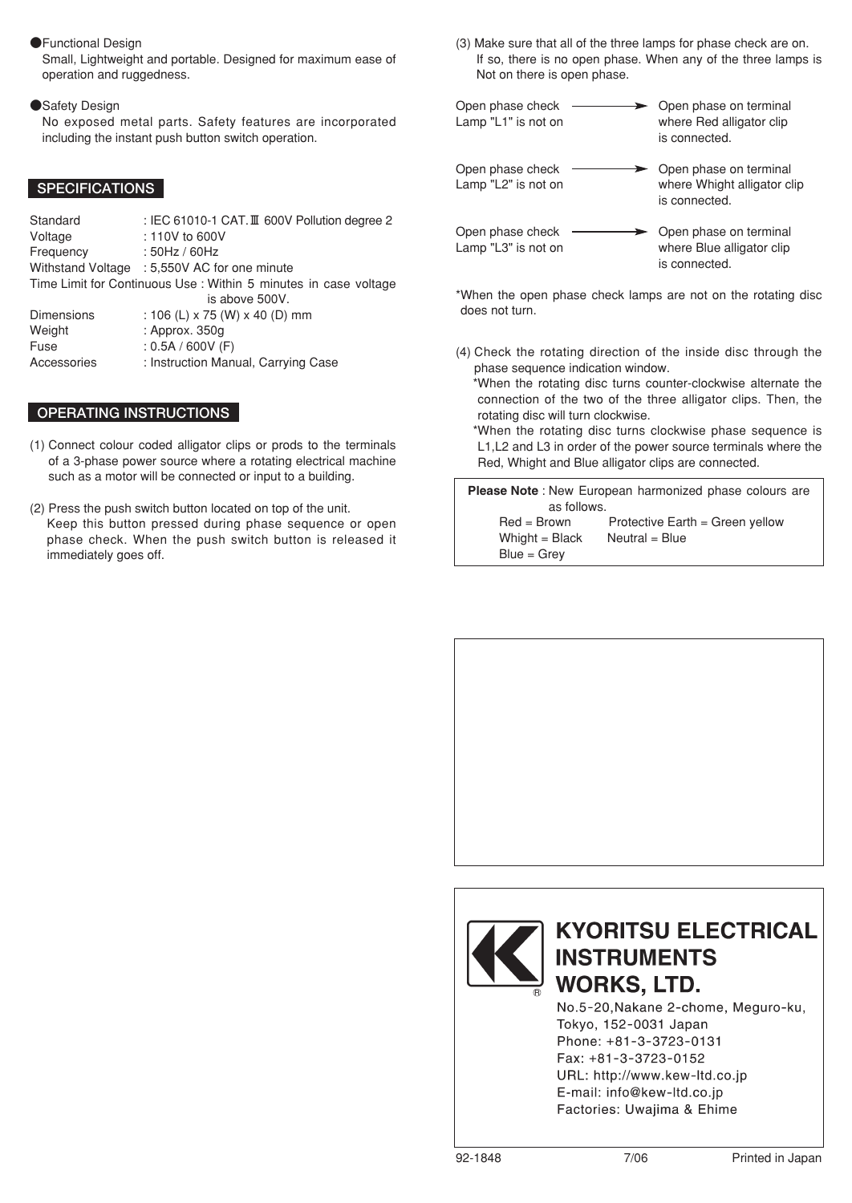●Functional Design
Small, Lightweight and portable. Designed for maximum ease of operation and ruggedness.

●Safety Design
No exposed metal parts. Safety features are incorporated including the instant push button switch operation.

## SPECIFICATIONS

| | |
|---|---|
| Standard | : IEC 61010-1 CAT.Ⅲ 600V Pollution degree 2 |
| Voltage | : 110V to 600V |
| Frequency | : 50Hz / 60Hz |
| Withstand Voltage | : 5,550V AC for one minute |
| Time Limit for Continuous Use | : Within 5 minutes in case voltage is above 500V. |
| Dimensions | : 106 (L) x 75 (W) x 40 (D) mm |
| Weight | : Approx. 350g |
| Fuse | : 0.5A / 600V (F) |
| Accessories | : Instruction Manual, Carrying Case |

## OPERATING INSTRUCTIONS

(1) Connect colour coded alligator clips or prods to the terminals of a 3-phase power source where a rotating electrical machine such as a motor will be connected or input to a building.

(2) Press the push switch button located on top of the unit.
Keep this button pressed during phase sequence or open phase check. When the push switch button is released it immediately goes off.

(3) Make sure that all of the three lamps for phase check are on. If so, there is no open phase. When any of the three lamps is Not on there is open phase.

Open phase check Lamp "L1" is not on → Open phase on terminal where Red alligator clip is connected.

Open phase check Lamp "L2" is not on → Open phase on terminal where Whight alligator clip is connected.

Open phase check Lamp "L3" is not on → Open phase on terminal where Blue alligator clip is connected.

*When the open phase check lamps are not on the rotating disc does not turn.

(4) Check the rotating direction of the inside disc through the phase sequence indication window.
*When the rotating disc turns counter-clockwise alternate the connection of the two of the three alligator clips. Then, the rotating disc will turn clockwise.
*When the rotating disc turns clockwise phase sequence is L1,L2 and L3 in order of the power source terminals where the Red, Whight and Blue alligator clips are connected.

**Please Note** : New European harmonized phase colours are as follows.
Red = Brown　　Protective Earth = Green yellow
Whight = Black　　Neutral = Blue
Blue = Grey

**KYORITSU ELECTRICAL INSTRUMENTS WORKS, LTD.**

No.5-20,Nakane 2-chome, Meguro-ku,
Tokyo, 152-0031 Japan
Phone: +81-3-3723-0131
Fax: +81-3-3723-0152
URL: http://www.kew-ltd.co.jp
E-mail: info@kew-ltd.co.jp
Factories: Uwajima & Ehime

92-1848　7/06　Printed in Japan